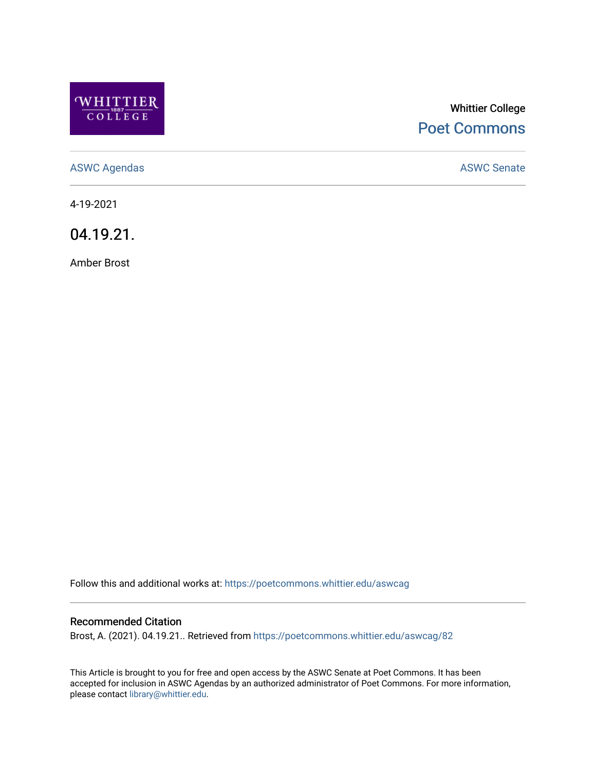Whittier College

Poet Commons

ASWC Agendas

ASWC Senate

4-19-2021

# 04.19.21.

Amber Brost

Follow this and additional works at: https://poetcommons.whittier.edu/aswcag

## Recommended Citation

Brost, A. (2021). 04.19.21.. Retrieved from https://poetcommons.whittier.edu/aswcag/82

This Article is brought to you for free and open access by the ASWC Senate at Poet Commons. It has been accepted for inclusion in ASWC Agendas by an authorized administrator of Poet Commons. For more information, please contact library@whittier.edu.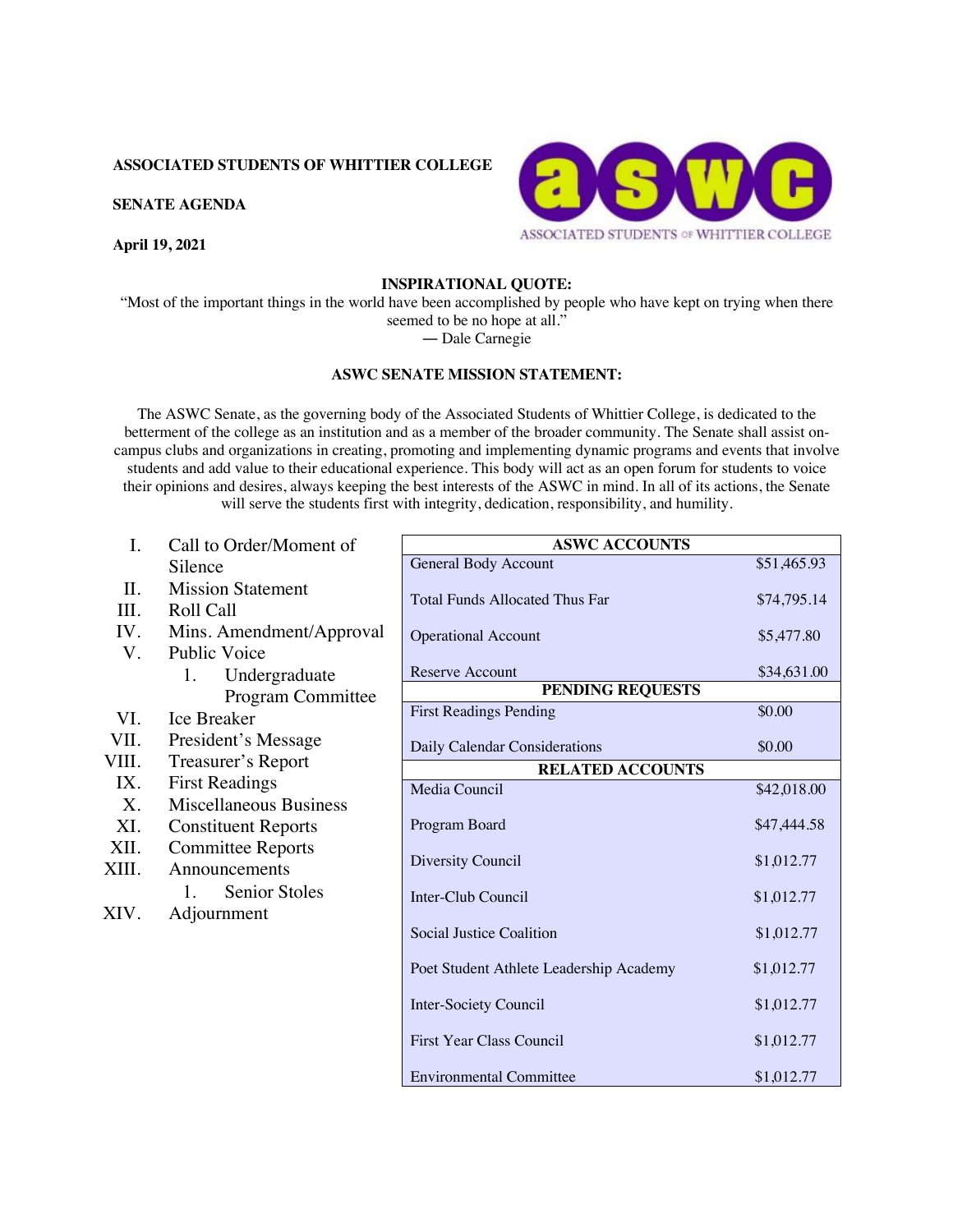**ASSOCIATED STUDENTS OF WHITTIER COLLEGE**

**SENATE AGENDA**

**April 19, 2021**

**INSPIRATIONAL QUOTE:**

"Most of the important things in the world have been accomplished by people who have kept on trying when there seemed to be no hope at all."
— Dale Carnegie

**ASWC SENATE MISSION STATEMENT:**

The ASWC Senate, as the governing body of the Associated Students of Whittier College, is dedicated to the betterment of the college as an institution and as a member of the broader community. The Senate shall assist on-campus clubs and organizations in creating, promoting and implementing dynamic programs and events that involve students and add value to their educational experience. This body will act as an open forum for students to voice their opinions and desires, always keeping the best interests of the ASWC in mind. In all of its actions, the Senate will serve the students first with integrity, dedication, responsibility, and humility.

I. Call to Order/Moment of Silence
II. Mission Statement
III. Roll Call
IV. Mins. Amendment/Approval
V. Public Voice
   1. Undergraduate Program Committee
VI. Ice Breaker
VII. President's Message
VIII. Treasurer's Report
IX. First Readings
X. Miscellaneous Business
XI. Constituent Reports
XII. Committee Reports
XIII. Announcements
   1. Senior Stoles
XIV. Adjournment

| ASWC ACCOUNTS | |
|---|---|
| General Body Account | $51,465.93 |
| Total Funds Allocated Thus Far | $74,795.14 |
| Operational Account | $5,477.80 |
| Reserve Account | $34,631.00 |
| **PENDING REQUESTS** | |
| First Readings Pending | $0.00 |
| Daily Calendar Considerations | $0.00 |
| **RELATED ACCOUNTS** | |
| Media Council | $42,018.00 |
| Program Board | $47,444.58 |
| Diversity Council | $1,012.77 |
| Inter-Club Council | $1,012.77 |
| Social Justice Coalition | $1,012.77 |
| Poet Student Athlete Leadership Academy | $1,012.77 |
| Inter-Society Council | $1,012.77 |
| First Year Class Council | $1,012.77 |
| Environmental Committee | $1,012.77 |